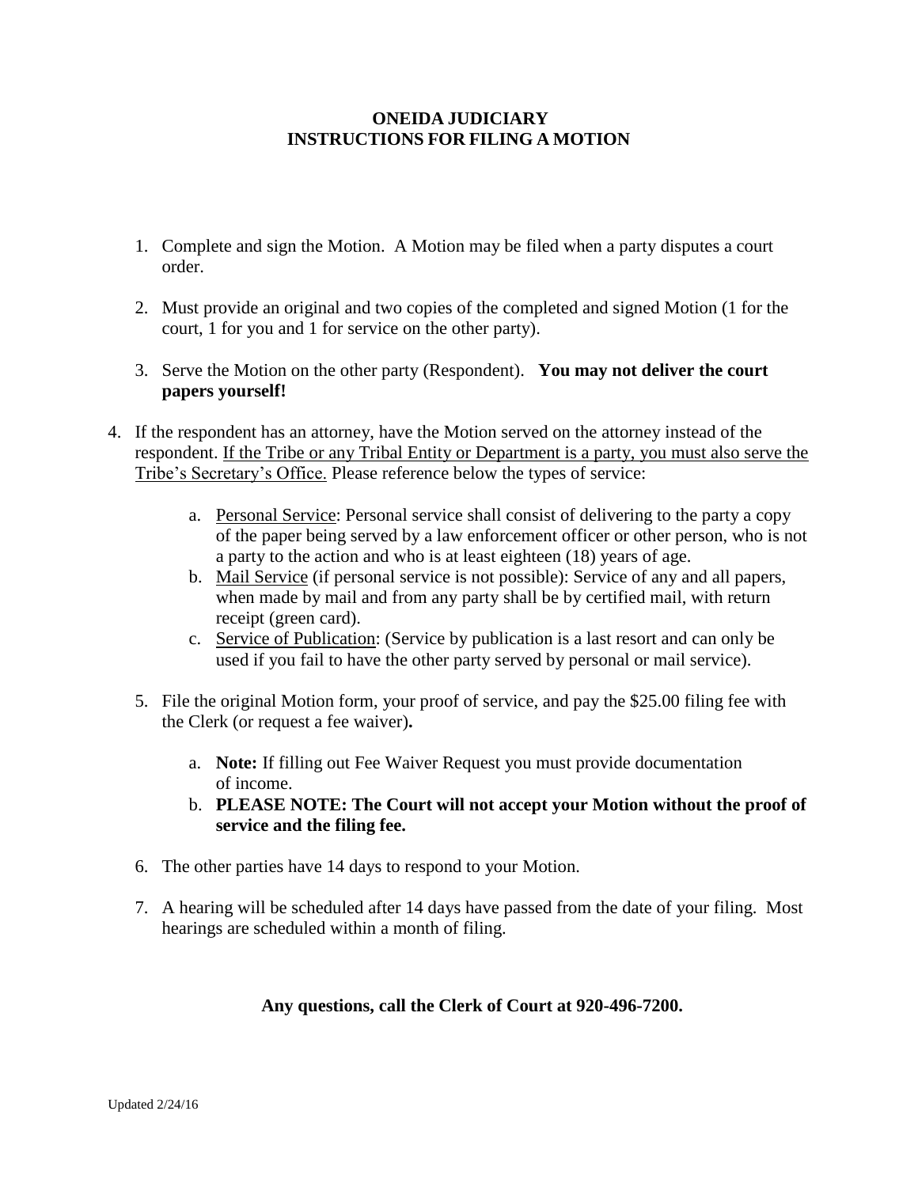# ONEIDA JUDICIARY
# INSTRUCTIONS FOR FILING A MOTION

1. Complete and sign the Motion. A Motion may be filed when a party disputes a court order.

2. Must provide an original and two copies of the completed and signed Motion (1 for the court, 1 for you and 1 for service on the other party).

3. Serve the Motion on the other party (Respondent). **You may not deliver the court papers yourself!**

4. If the respondent has an attorney, have the Motion served on the attorney instead of the respondent. If the Tribe or any Tribal Entity or Department is a party, you must also serve the Tribe's Secretary's Office. Please reference below the types of service:

   a. Personal Service: Personal service shall consist of delivering to the party a copy of the paper being served by a law enforcement officer or other person, who is not a party to the action and who is at least eighteen (18) years of age.
   b. Mail Service (if personal service is not possible): Service of any and all papers, when made by mail and from any party shall be by certified mail, with return receipt (green card).
   c. Service of Publication: (Service by publication is a last resort and can only be used if you fail to have the other party served by personal or mail service).

5. File the original Motion form, your proof of service, and pay the $25.00 filing fee with the Clerk (or request a fee waiver)**.**

   a. **Note:** If filling out Fee Waiver Request you must provide documentation of income.
   b. **PLEASE NOTE: The Court will not accept your Motion without the proof of service and the filing fee.**

6. The other parties have 14 days to respond to your Motion.

7. A hearing will be scheduled after 14 days have passed from the date of your filing. Most hearings are scheduled within a month of filing.

**Any questions, call the Clerk of Court at 920-496-7200.**

Updated 2/24/16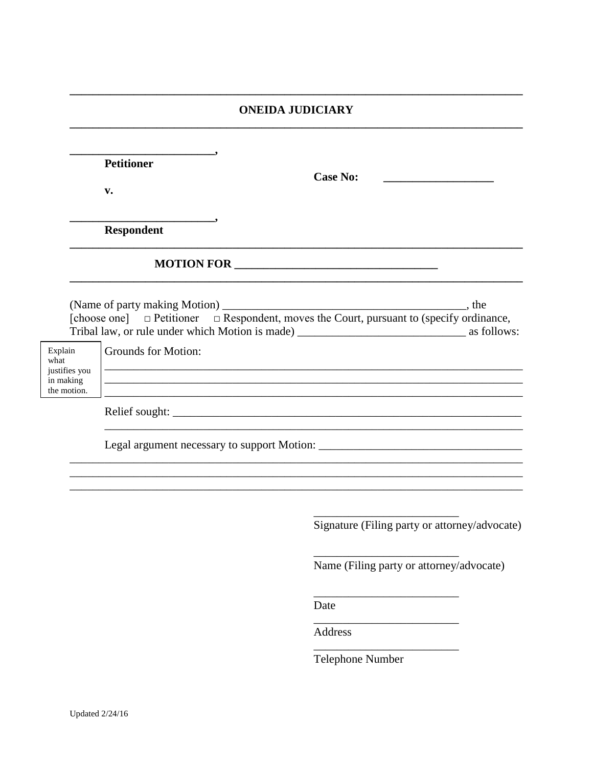# ONEIDA JUDICIARY

________________________,
**Petitioner**

**v.**

________________________,
**Respondent**

**Case No:** __________________

---

## MOTION FOR ________________________________

(Name of party making Motion) ________________________________________, the [choose one] □ Petitioner □ Respondent, moves the Court, pursuant to (specify ordinance, Tribal law, or rule under which Motion is made) ____________________________ as follows:

Explain what justifies you in making the motion.

Grounds for Motion:

________________________________________________________________________
________________________________________________________________________
________________________________________________________________________

Relief sought: ________________________________________________________
________________________________________________________________________

Legal argument necessary to support Motion: ___________________________________
________________________________________________________________________
________________________________________________________________________
________________________________________________________________________

________________________
Signature (Filing party or attorney/advocate)

________________________
Name (Filing party or attorney/advocate)

________________________
Date

________________________
Address

________________________
Telephone Number

Updated 2/24/16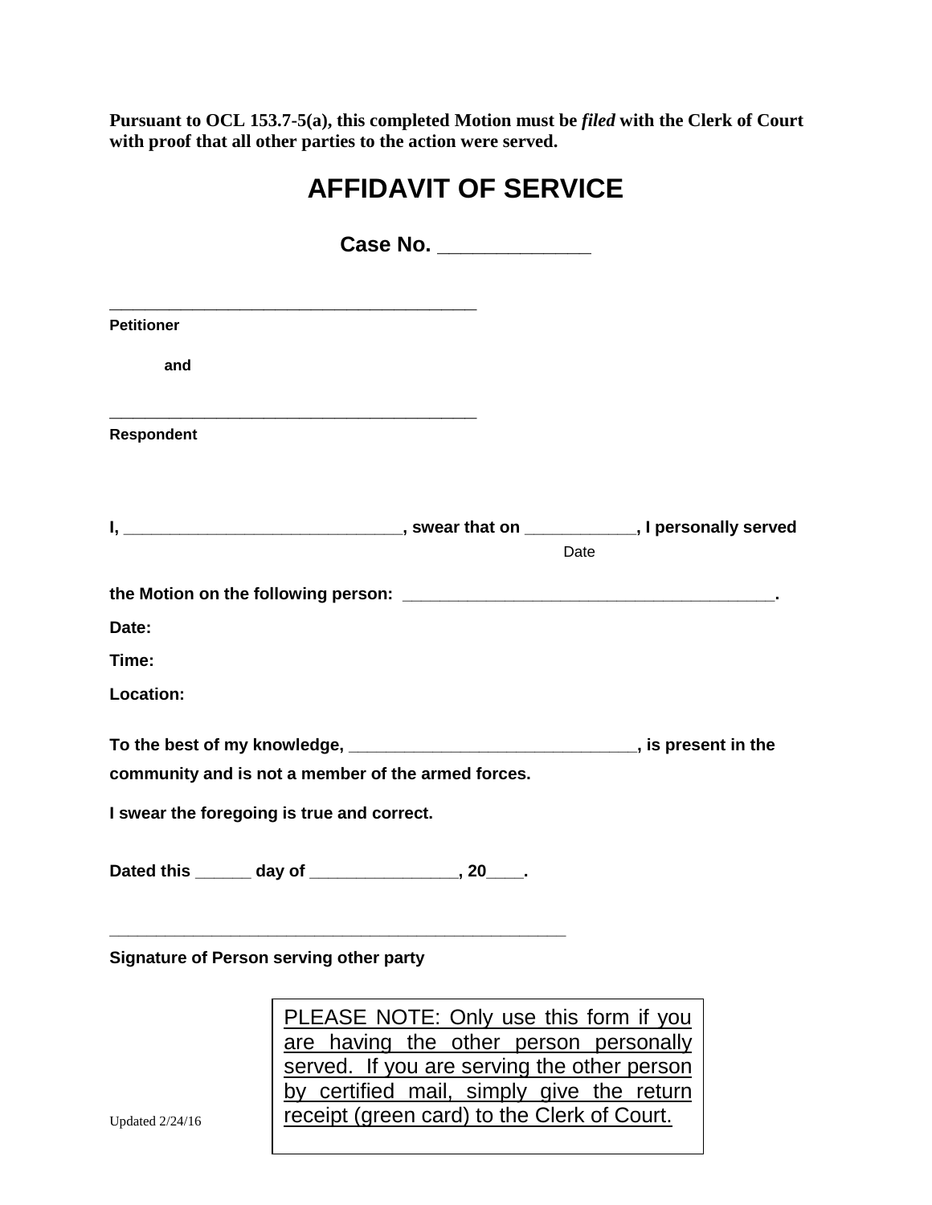**Pursuant to OCL 153.7-5(a), this completed Motion must be *filed* with the Clerk of Court with proof that all other parties to the action were served.**

# AFFIDAVIT OF SERVICE

## Case No. _____________

_________________________________________
**Petitioner**

**and**

_________________________________________
**Respondent**

**I, _____________________________, swear that on ___________, I personally served**
Date

**the Motion on the following person: ______________________________________.**

**Date:**

**Time:**

**Location:**

**To the best of my knowledge, ______________________________, is present in the community and is not a member of the armed forces.**

**I swear the foregoing is true and correct.**

**Dated this ______ day of _______________, 20____.**

___________________________________________________
**Signature of Person serving other party**

PLEASE NOTE: Only use this form if you are having the other person personally served. If you are serving the other person by certified mail, simply give the return receipt (green card) to the Clerk of Court.

Updated 2/24/16